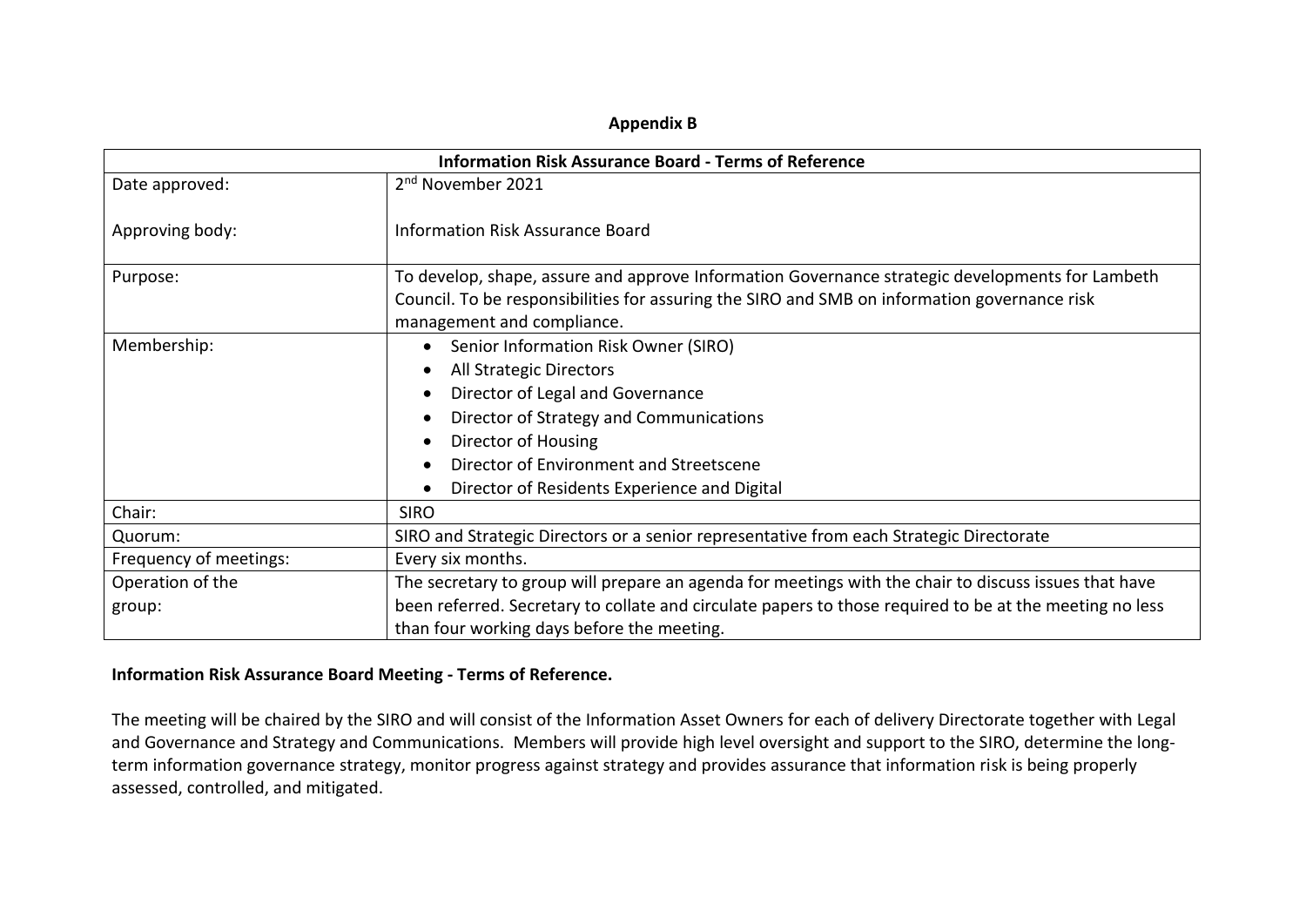## Appendix B

| Information Risk Assurance Board - Terms of Reference | |
|---|---|
| Date approved:<br><br>Approving body: | 2nd November 2021<br><br>Information Risk Assurance Board |
| Purpose: | To develop, shape, assure and approve Information Governance strategic developments for Lambeth Council. To be responsibilities for assuring the SIRO and SMB on information governance risk management and compliance. |
| Membership: | • Senior Information Risk Owner (SIRO)<br>• All Strategic Directors<br>• Director of Legal and Governance<br>• Director of Strategy and Communications<br>• Director of Housing<br>• Director of Environment and Streetscene<br>• Director of Residents Experience and Digital |
| Chair: | SIRO |
| Quorum: | SIRO and Strategic Directors or a senior representative from each Strategic Directorate |
| Frequency of meetings: | Every six months. |
| Operation of the group: | The secretary to group will prepare an agenda for meetings with the chair to discuss issues that have been referred. Secretary to collate and circulate papers to those required to be at the meeting no less than four working days before the meeting. |

**Information Risk Assurance Board Meeting - Terms of Reference.**

The meeting will be chaired by the SIRO and will consist of the Information Asset Owners for each of delivery Directorate together with Legal and Governance and Strategy and Communications. Members will provide high level oversight and support to the SIRO, determine the long-term information governance strategy, monitor progress against strategy and provides assurance that information risk is being properly assessed, controlled, and mitigated.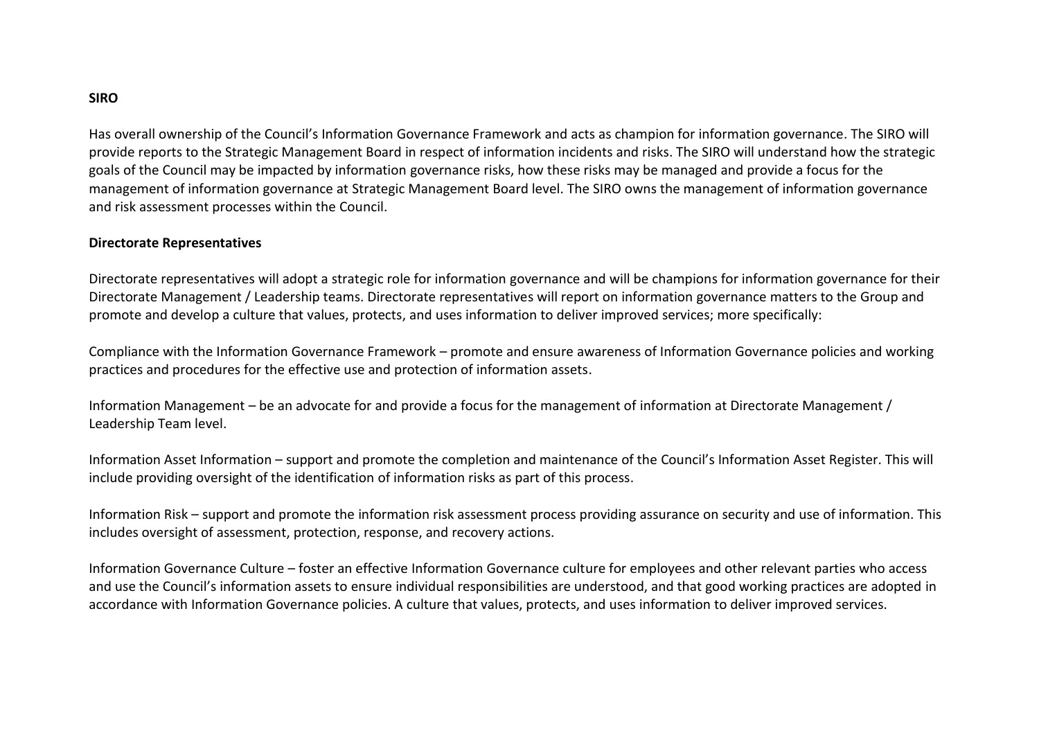**SIRO**

Has overall ownership of the Council's Information Governance Framework and acts as champion for information governance. The SIRO will provide reports to the Strategic Management Board in respect of information incidents and risks. The SIRO will understand how the strategic goals of the Council may be impacted by information governance risks, how these risks may be managed and provide a focus for the management of information governance at Strategic Management Board level. The SIRO owns the management of information governance and risk assessment processes within the Council.

**Directorate Representatives**

Directorate representatives will adopt a strategic role for information governance and will be champions for information governance for their Directorate Management / Leadership teams. Directorate representatives will report on information governance matters to the Group and promote and develop a culture that values, protects, and uses information to deliver improved services; more specifically:

Compliance with the Information Governance Framework – promote and ensure awareness of Information Governance policies and working practices and procedures for the effective use and protection of information assets.

Information Management – be an advocate for and provide a focus for the management of information at Directorate Management / Leadership Team level.

Information Asset Information – support and promote the completion and maintenance of the Council's Information Asset Register. This will include providing oversight of the identification of information risks as part of this process.

Information Risk – support and promote the information risk assessment process providing assurance on security and use of information. This includes oversight of assessment, protection, response, and recovery actions.

Information Governance Culture – foster an effective Information Governance culture for employees and other relevant parties who access and use the Council's information assets to ensure individual responsibilities are understood, and that good working practices are adopted in accordance with Information Governance policies. A culture that values, protects, and uses information to deliver improved services.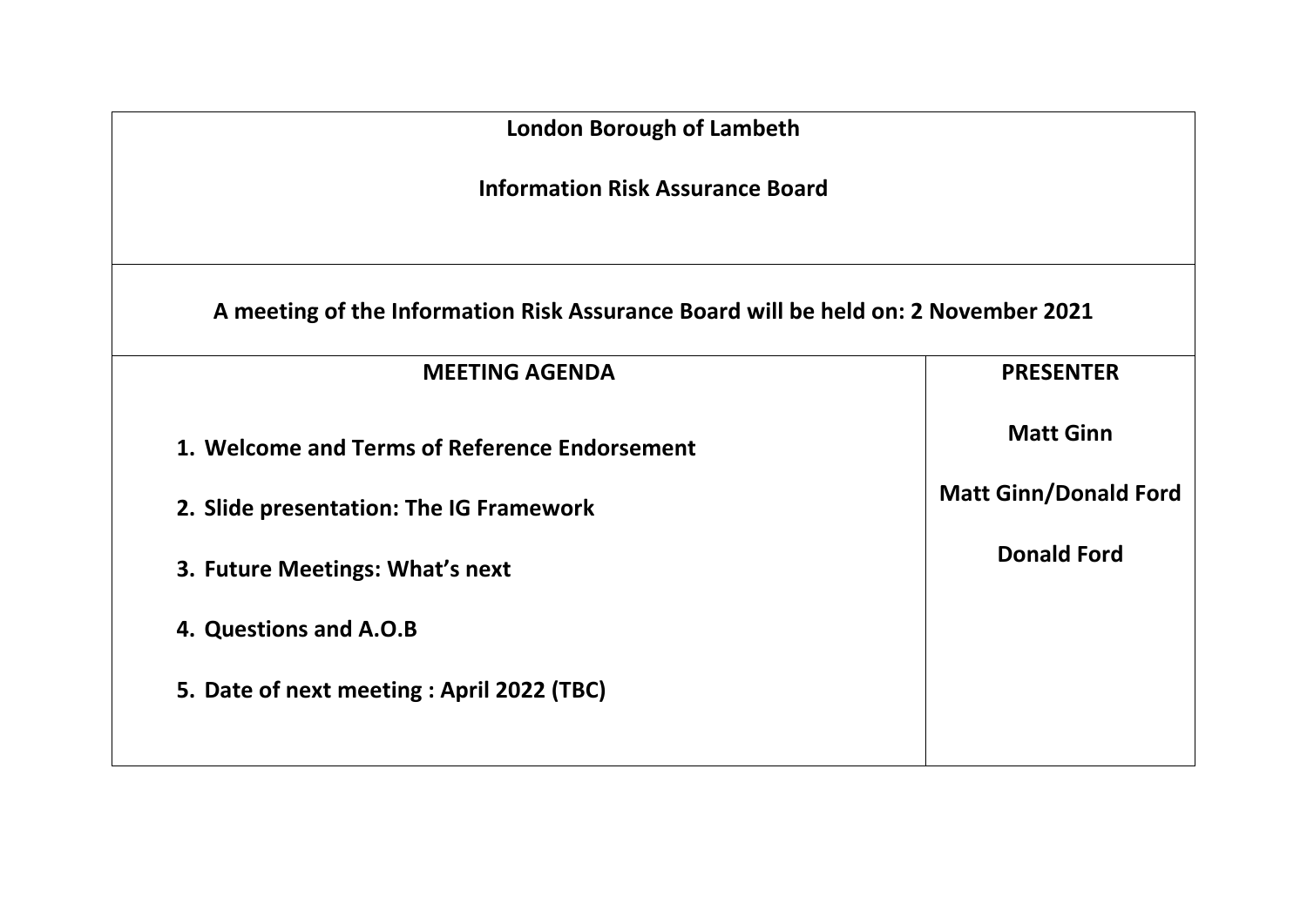**London Borough of Lambeth**

**Information Risk Assurance Board**

**A meeting of the Information Risk Assurance Board will be held on: 2 November 2021**

| MEETING AGENDA | PRESENTER |
|---|---|
| 1. Welcome and Terms of Reference Endorsement | Matt Ginn |
| 2. Slide presentation: The IG Framework | Matt Ginn/Donald Ford |
| 3. Future Meetings: What's next | Donald Ford |
| 4. Questions and A.O.B | |
| 5. Date of next meeting : April 2022 (TBC) | |